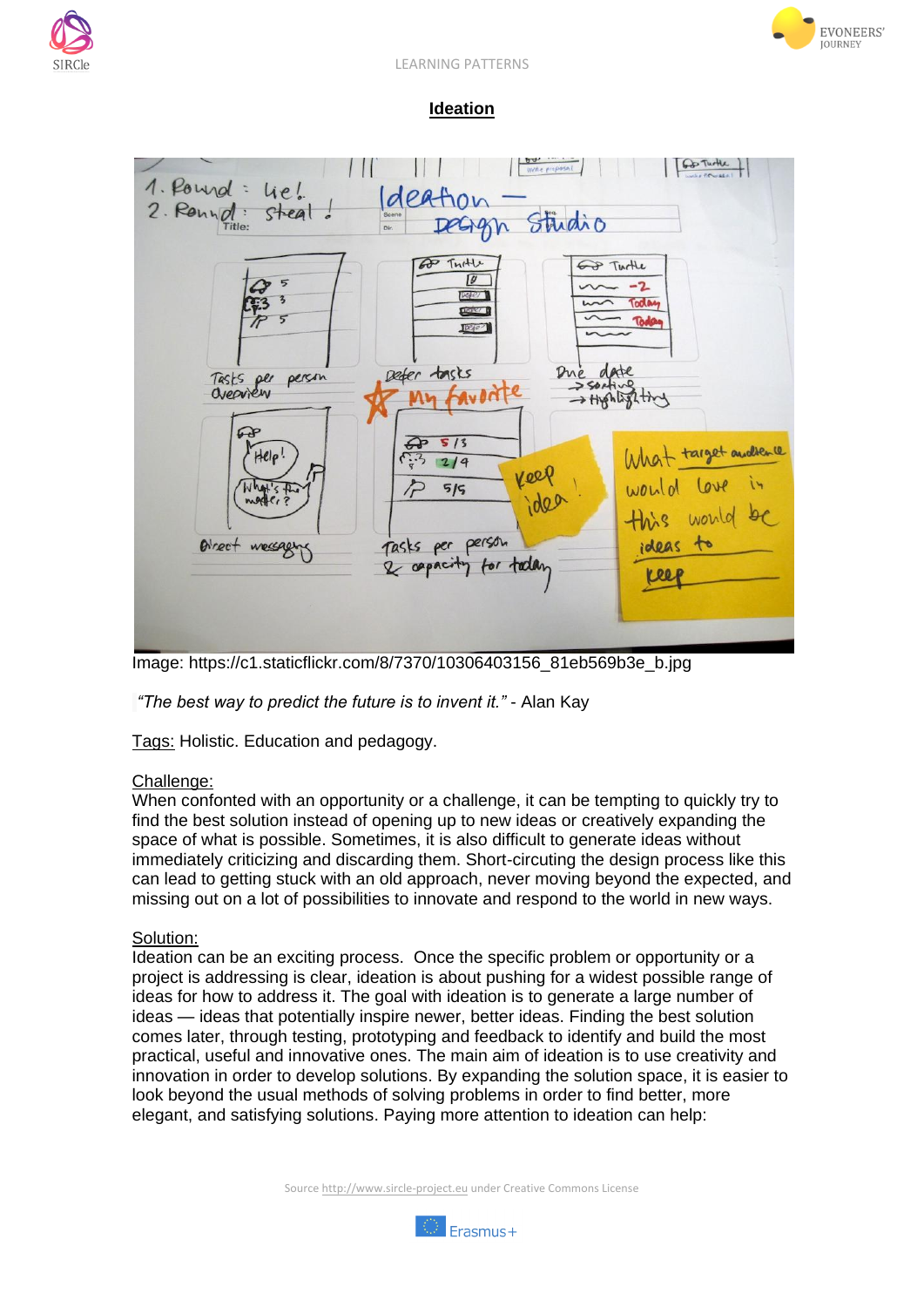# Ideation

Image: https://c1.staticflickr.com/8/7370/10306403156_81eb569b3e_b.jpg

*"The best way to predict the future is to invent it."* - Alan Kay

Tags: Holistic. Education and pedagogy.

Challenge:
When confonted with an opportunity or a challenge, it can be tempting to quickly try to find the best solution instead of opening up to new ideas or creatively expanding the space of what is possible. Sometimes, it is also difficult to generate ideas without immediately criticizing and discarding them. Short-circuting the design process like this can lead to getting stuck with an old approach, never moving beyond the expected, and missing out on a lot of possibilities to innovate and respond to the world in new ways.

Solution:
Ideation can be an exciting process. Once the specific problem or opportunity or a project is addressing is clear, ideation is about pushing for a widest possible range of ideas for how to address it. The goal with ideation is to generate a large number of ideas — ideas that potentially inspire newer, better ideas. Finding the best solution comes later, through testing, prototyping and feedback to identify and build the most practical, useful and innovative ones. The main aim of ideation is to use creativity and innovation in order to develop solutions. By expanding the solution space, it is easier to look beyond the usual methods of solving problems in order to find better, more elegant, and satisfying solutions. Paying more attention to ideation can help:

Source http://www.sircle-project.eu under Creative Commons License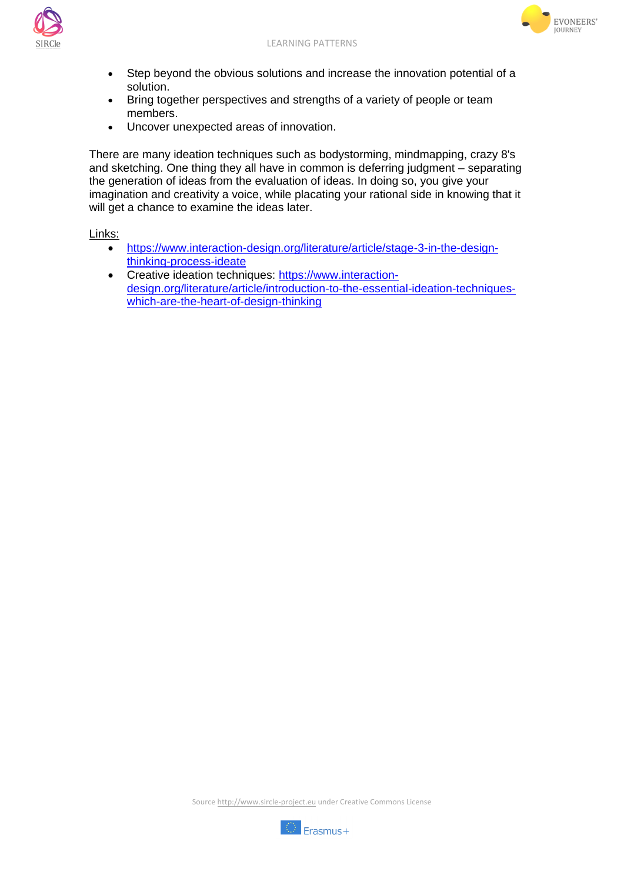- Step beyond the obvious solutions and increase the innovation potential of a solution.
- Bring together perspectives and strengths of a variety of people or team members.
- Uncover unexpected areas of innovation.

There are many ideation techniques such as bodystorming, mindmapping, crazy 8's and sketching. One thing they all have in common is deferring judgment – separating the generation of ideas from the evaluation of ideas. In doing so, you give your imagination and creativity a voice, while placating your rational side in knowing that it will get a chance to examine the ideas later.

Links:

- https://www.interaction-design.org/literature/article/stage-3-in-the-design-thinking-process-ideate
- Creative ideation techniques: https://www.interaction-design.org/literature/article/introduction-to-the-essential-ideation-techniques-which-are-the-heart-of-design-thinking